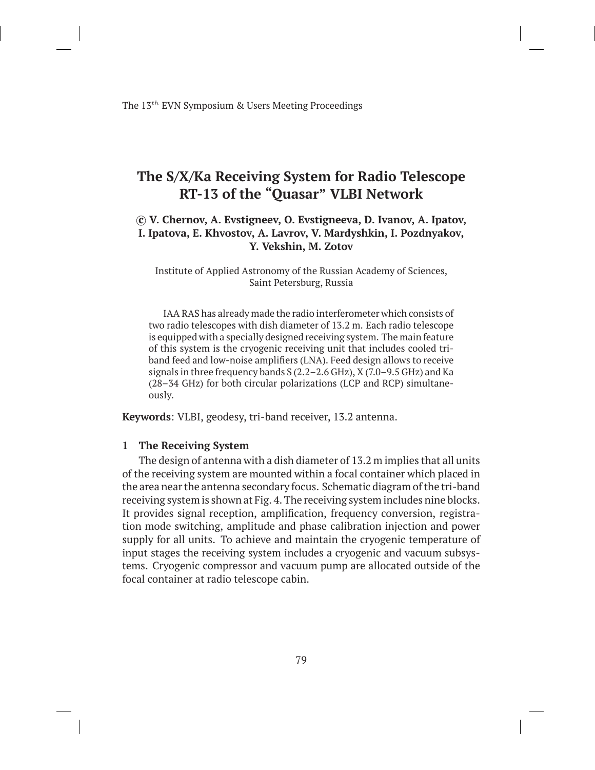# The S/X/Ka Receiving System for Radio Telescope RT-13 of the "Quasar" VLBI Network

**© V. Chernov, A. Evstigneev, O. Evstigneeva, D. Ivanov, A. Ipatov, I. Ipatova, E. Khvostov, A. Lavrov, V. Mardyshkin, I. Pozdnyakov, Y. Vekshin, M. Zotov**

Institute of Applied Astronomy of the Russian Academy of Sciences, Saint Petersburg, Russia

IAA RAS has already made the radio interferometer which consists of two radio telescopes with dish diameter of 13.2 m. Each radio telescope is equipped with a specially designed receiving system. The main feature of this system is the cryogenic receiving unit that includes cooled tri-band feed and low-noise amplifiers (LNA). Feed design allows to receive signals in three frequency bands S (2.2–2.6 GHz), X (7.0–9.5 GHz) and Ka (28–34 GHz) for both circular polarizations (LCP and RCP) simultaneously.

**Keywords**: VLBI, geodesy, tri-band receiver, 13.2 antenna.

## 1 The Receiving System

The design of antenna with a dish diameter of 13.2 m implies that all units of the receiving system are mounted within a focal container which placed in the area near the antenna secondary focus. Schematic diagram of the tri-band receiving system is shown at Fig. 4. The receiving system includes nine blocks. It provides signal reception, amplification, frequency conversion, registration mode switching, amplitude and phase calibration injection and power supply for all units. To achieve and maintain the cryogenic temperature of input stages the receiving system includes a cryogenic and vacuum subsystems. Cryogenic compressor and vacuum pump are allocated outside of the focal container at radio telescope cabin.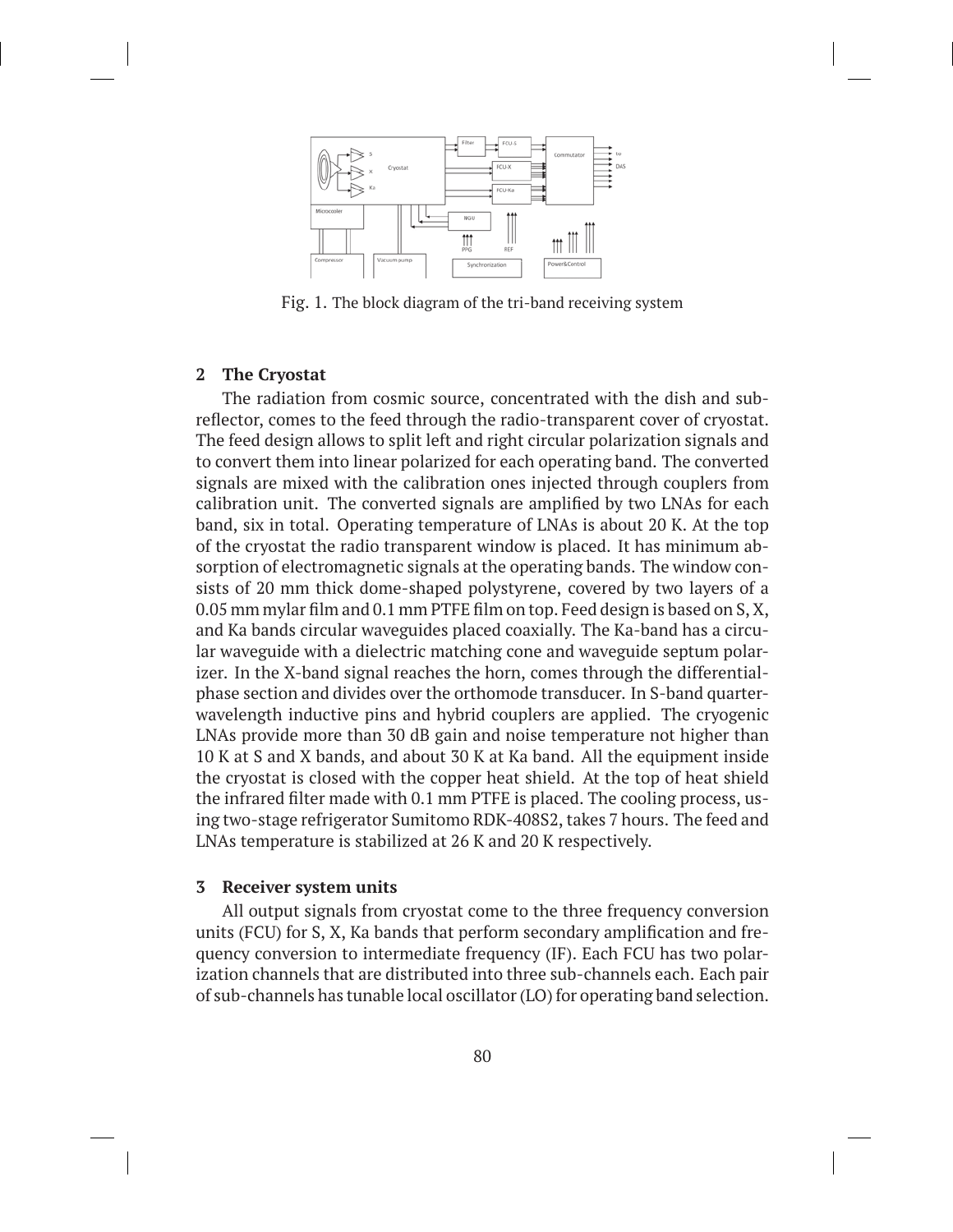Fig. 1. The block diagram of the tri-band receiving system

## 2 The Cryostat

The radiation from cosmic source, concentrated with the dish and subreflector, comes to the feed through the radio-transparent cover of cryostat. The feed design allows to split left and right circular polarization signals and to convert them into linear polarized for each operating band. The converted signals are mixed with the calibration ones injected through couplers from calibration unit. The converted signals are amplified by two LNAs for each band, six in total. Operating temperature of LNAs is about 20 K. At the top of the cryostat the radio transparent window is placed. It has minimum absorption of electromagnetic signals at the operating bands. The window consists of 20 mm thick dome-shaped polystyrene, covered by two layers of a 0.05 mm mylar film and 0.1 mm PTFE film on top. Feed design is based on S, X, and Ka bands circular waveguides placed coaxially. The Ka-band has a circular waveguide with a dielectric matching cone and waveguide septum polarizer. In the X-band signal reaches the horn, comes through the differential-phase section and divides over the orthomode transducer. In S-band quarter-wavelength inductive pins and hybrid couplers are applied. The cryogenic LNAs provide more than 30 dB gain and noise temperature not higher than 10 K at S and X bands, and about 30 K at Ka band. All the equipment inside the cryostat is closed with the copper heat shield. At the top of heat shield the infrared filter made with 0.1 mm PTFE is placed. The cooling process, using two-stage refrigerator Sumitomo RDK-408S2, takes 7 hours. The feed and LNAs temperature is stabilized at 26 K and 20 K respectively.

## 3 Receiver system units

All output signals from cryostat come to the three frequency conversion units (FCU) for S, X, Ka bands that perform secondary amplification and frequency conversion to intermediate frequency (IF). Each FCU has two polarization channels that are distributed into three sub-channels each. Each pair of sub-channels has tunable local oscillator (LO) for operating band selection.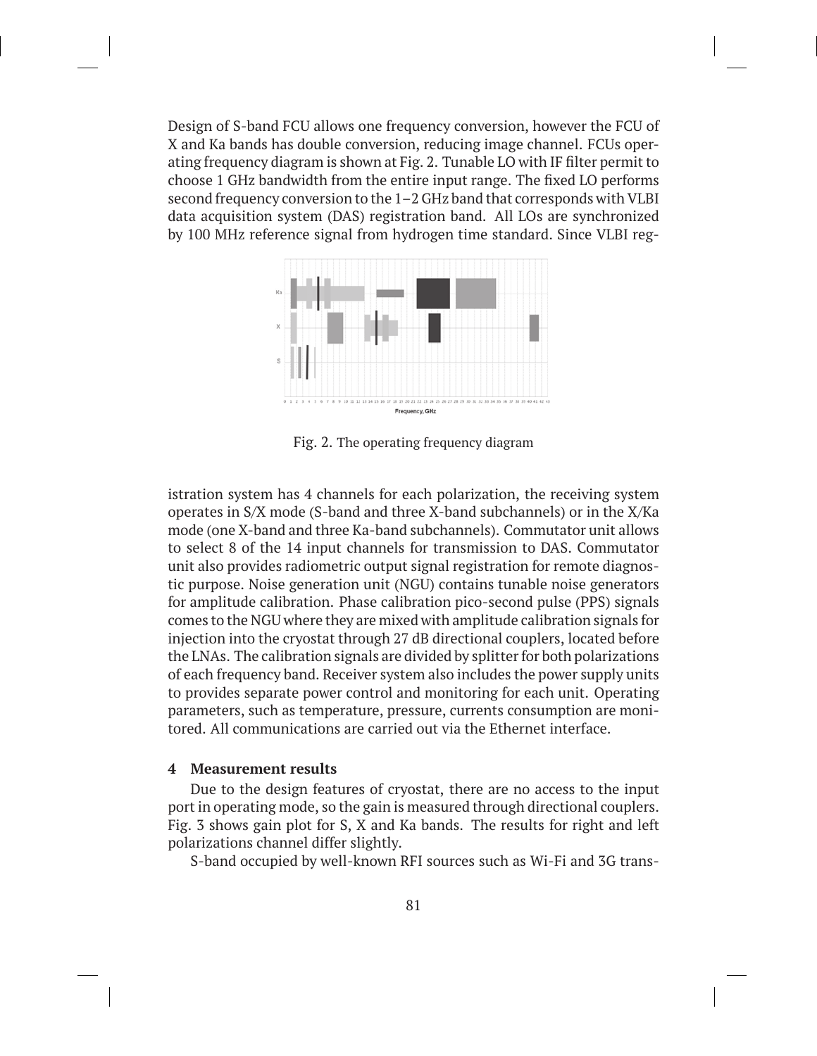Design of S-band FCU allows one frequency conversion, however the FCU of X and Ka bands has double conversion, reducing image channel. FCUs operating frequency diagram is shown at Fig. 2. Tunable LO with IF filter permit to choose 1 GHz bandwidth from the entire input range. The fixed LO performs second frequency conversion to the 1–2 GHz band that corresponds with VLBI data acquisition system (DAS) registration band. All LOs are synchronized by 100 MHz reference signal from hydrogen time standard. Since VLBI registration system has 4 channels for each polarization, the receiving system operates in S/X mode (S-band and three X-band subchannels) or in the X/Ka mode (one X-band and three Ka-band subchannels). Commutator unit allows to select 8 of the 14 input channels for transmission to DAS. Commutator unit also provides radiometric output signal registration for remote diagnostic purpose. Noise generation unit (NGU) contains tunable noise generators for amplitude calibration. Phase calibration pico-second pulse (PPS) signals comes to the NGU where they are mixed with amplitude calibration signals for injection into the cryostat through 27 dB directional couplers, located before the LNAs. The calibration signals are divided by splitter for both polarizations of each frequency band. Receiver system also includes the power supply units to provides separate power control and monitoring for each unit. Operating parameters, such as temperature, pressure, currents consumption are monitored. All communications are carried out via the Ethernet interface.

Fig. 2. The operating frequency diagram

## 4 Measurement results

Due to the design features of cryostat, there are no access to the input port in operating mode, so the gain is measured through directional couplers. Fig. 3 shows gain plot for S, X and Ka bands. The results for right and left polarizations channel differ slightly.

S-band occupied by well-known RFI sources such as Wi-Fi and 3G trans-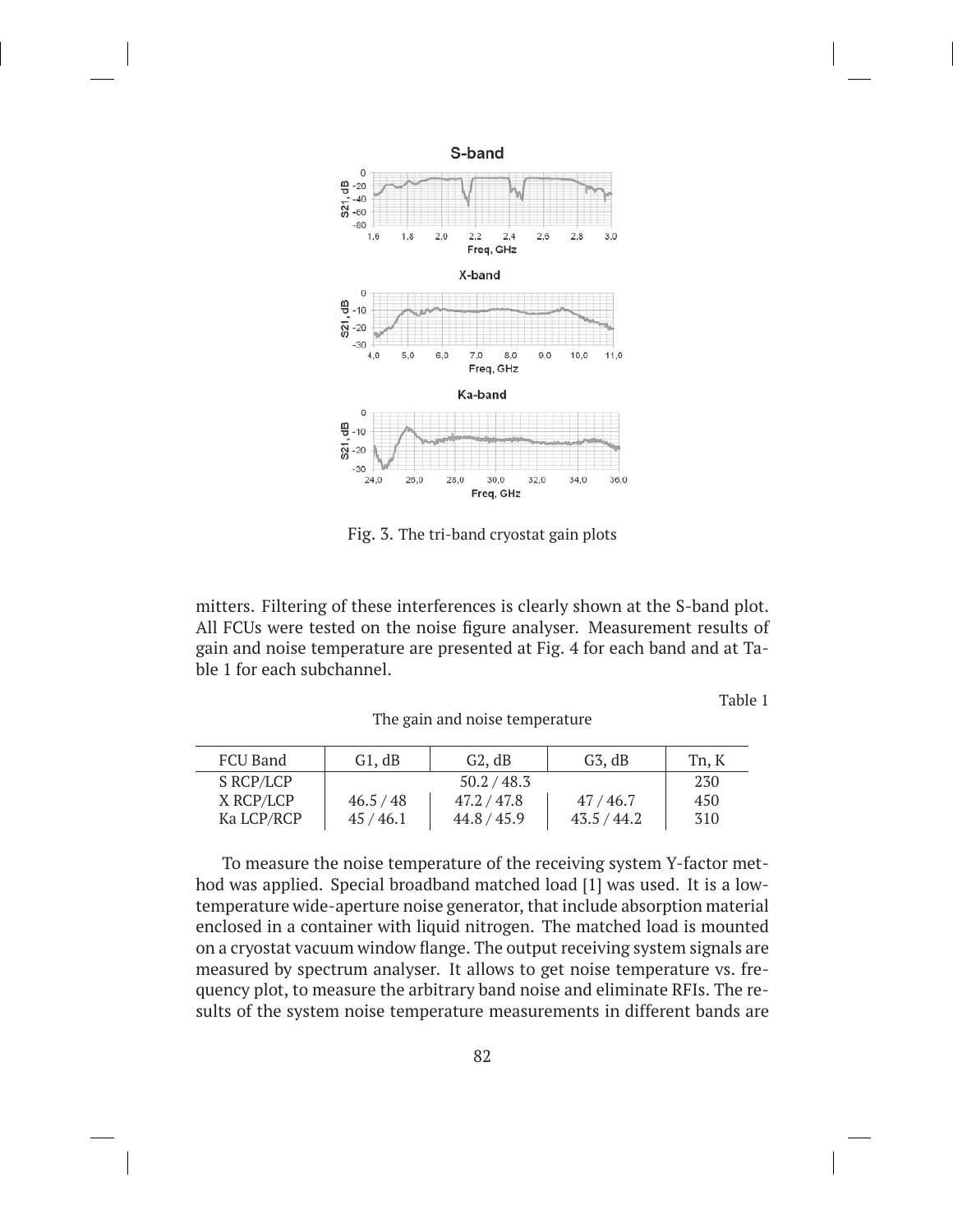Fig. 3. The tri-band cryostat gain plots

mitters. Filtering of these interferences is clearly shown at the S-band plot. All FCUs were tested on the noise figure analyser. Measurement results of gain and noise temperature are presented at Fig. 4 for each band and at Table 1 for each subchannel.

Table 1

The gain and noise temperature

| FCU Band | G1, dB | G2, dB | G3, dB | Tn, K |
|---|---|---|---|---|
| S RCP/LCP | | 50.2 / 48.3 | | 230 |
| X RCP/LCP | 46.5 / 48 | 47.2 / 47.8 | 47 / 46.7 | 450 |
| Ka LCP/RCP | 45 / 46.1 | 44.8 / 45.9 | 43.5 / 44.2 | 310 |

To measure the noise temperature of the receiving system Y-factor method was applied. Special broadband matched load [1] was used. It is a low-temperature wide-aperture noise generator, that include absorption material enclosed in a container with liquid nitrogen. The matched load is mounted on a cryostat vacuum window flange. The output receiving system signals are measured by spectrum analyser. It allows to get noise temperature vs. frequency plot, to measure the arbitrary band noise and eliminate RFIs. The results of the system noise temperature measurements in different bands are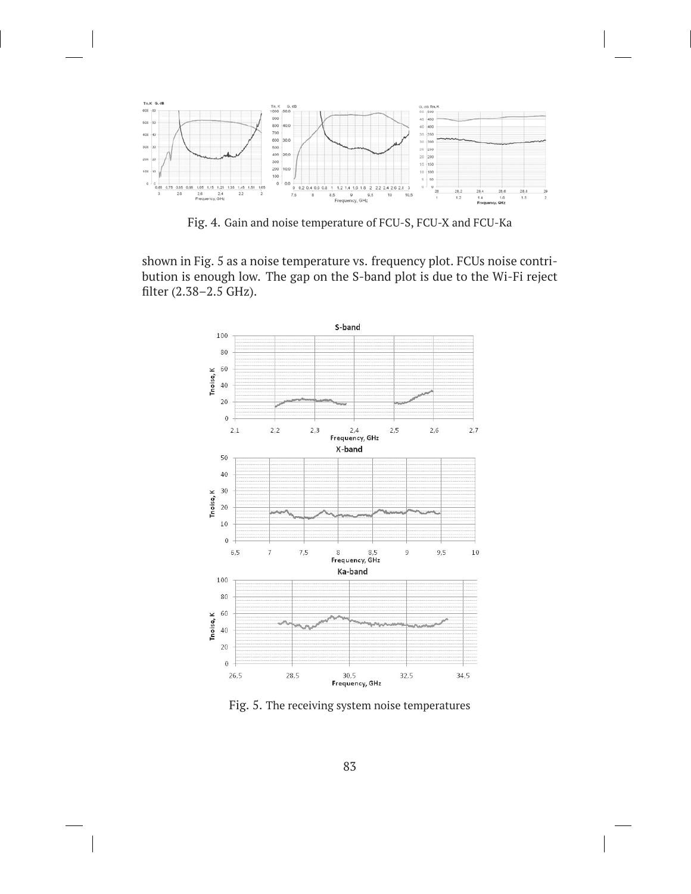Fig. 4. Gain and noise temperature of FCU-S, FCU-X and FCU-Ka

shown in Fig. 5 as a noise temperature vs. frequency plot. FCUs noise contribution is enough low. The gap on the S-band plot is due to the Wi-Fi reject filter (2.38–2.5 GHz).

Fig. 5. The receiving system noise temperatures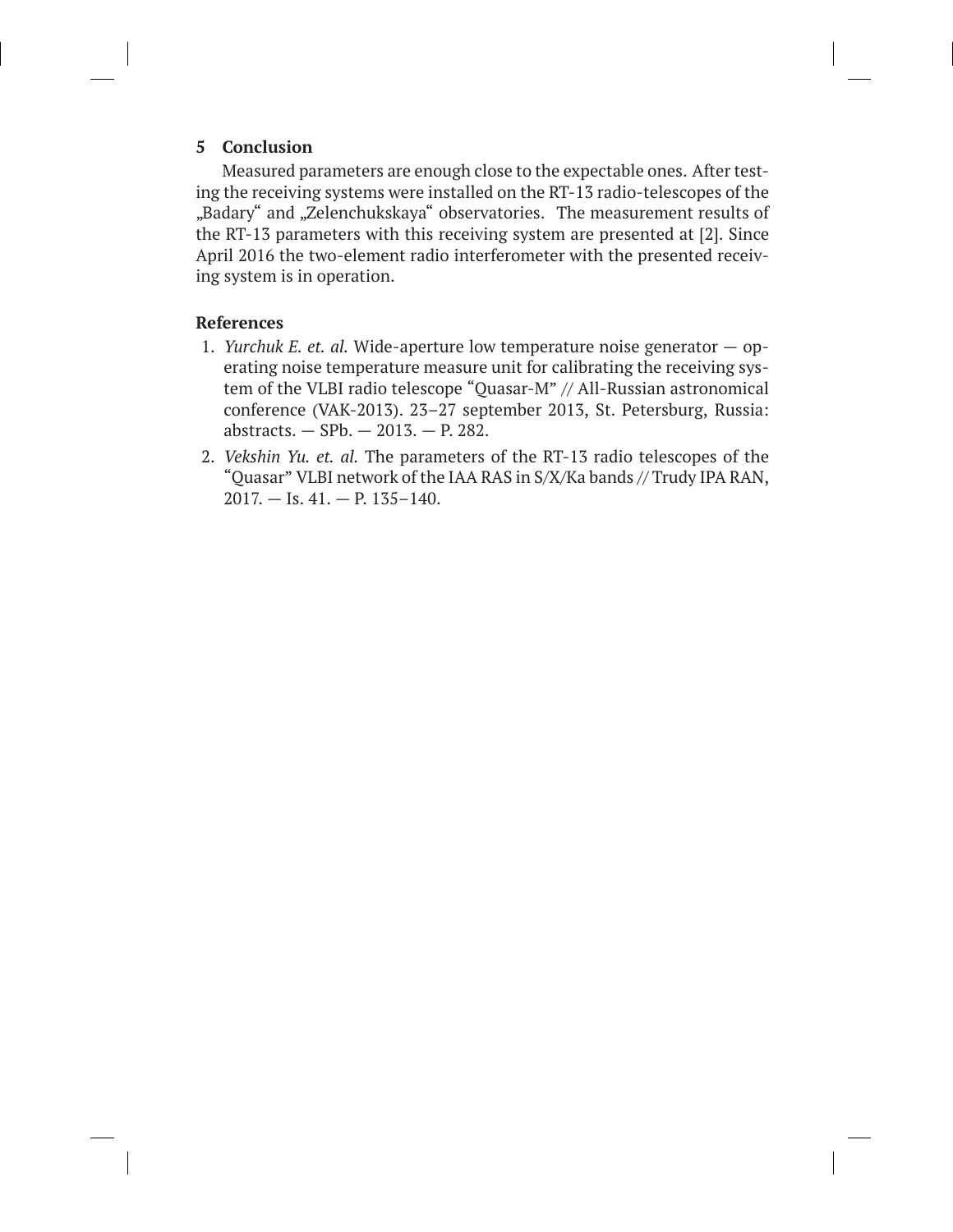## 5 Conclusion

Measured parameters are enough close to the expectable ones. After testing the receiving systems were installed on the RT-13 radio-telescopes of the „Badary“ and „Zelenchukskaya“ observatories. The measurement results of the RT-13 parameters with this receiving system are presented at [2]. Since April 2016 the two-element radio interferometer with the presented receiving system is in operation.

## References

1. *Yurchuk E. et. al.* Wide-aperture low temperature noise generator — operating noise temperature measure unit for calibrating the receiving system of the VLBI radio telescope "Quasar-M" // All-Russian astronomical conference (VAK-2013). 23–27 september 2013, St. Petersburg, Russia: abstracts. — SPb. — 2013. — P. 282.
2. *Vekshin Yu. et. al.* The parameters of the RT-13 radio telescopes of the "Quasar" VLBI network of the IAA RAS in S/X/Ka bands // Trudy IPA RAN, 2017. — Is. 41. — P. 135–140.